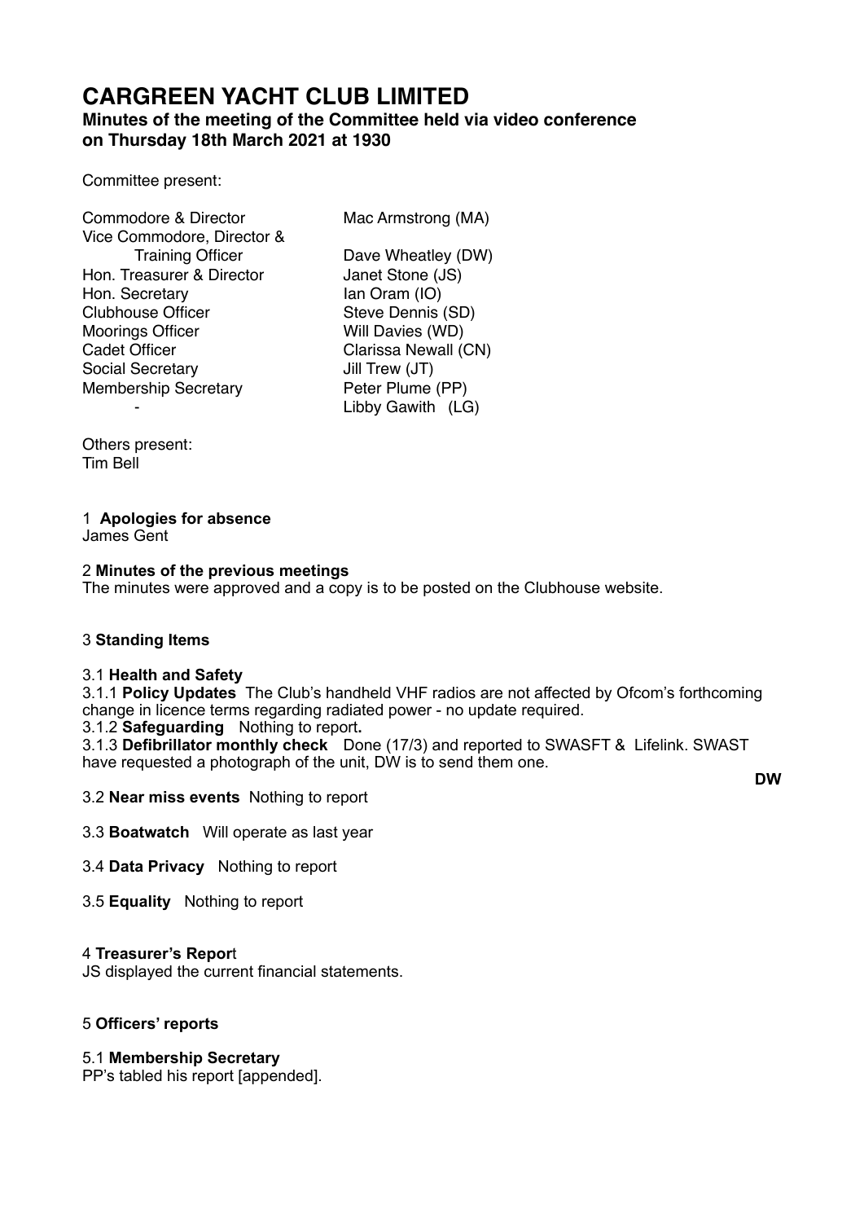# CARGREEN YACHT CLUB LIMITED

## Minutes of the meeting of the Committee held via video conference on Thursday 18th March 2021 at 1930

Committee present:

| | |
|---|---|
| Commodore & Director | Mac Armstrong (MA) |
| Vice Commodore, Director & Training Officer | Dave Wheatley (DW) |
| Hon. Treasurer & Director | Janet Stone (JS) |
| Hon. Secretary | Ian Oram (IO) |
| Clubhouse Officer | Steve Dennis (SD) |
| Moorings Officer | Will Davies (WD) |
| Cadet Officer | Clarissa Newall (CN) |
| Social Secretary | Jill Trew (JT) |
| Membership Secretary | Peter Plume (PP) |
| - | Libby Gawith (LG) |

Others present:
Tim Bell

1 **Apologies for absence**
James Gent

2 **Minutes of the previous meetings**
The minutes were approved and a copy is to be posted on the Clubhouse website.

3 **Standing Items**

3.1 **Health and Safety**
3.1.1 **Policy Updates** The Club's handheld VHF radios are not affected by Ofcom's forthcoming change in licence terms regarding radiated power - no update required.
3.1.2 **Safeguarding** Nothing to report**.**
3.1.3 **Defibrillator monthly check** Done (17/3) and reported to SWASFT & Lifelink. SWAST have requested a photograph of the unit, DW is to send them one.

**DW**

3.2 **Near miss events** Nothing to report

3.3 **Boatwatch** Will operate as last year

3.4 **Data Privacy** Nothing to report

3.5 **Equality** Nothing to report

4 **Treasurer's Report**
JS displayed the current financial statements.

5 **Officers' reports**

5.1 **Membership Secretary**
PP's tabled his report [appended].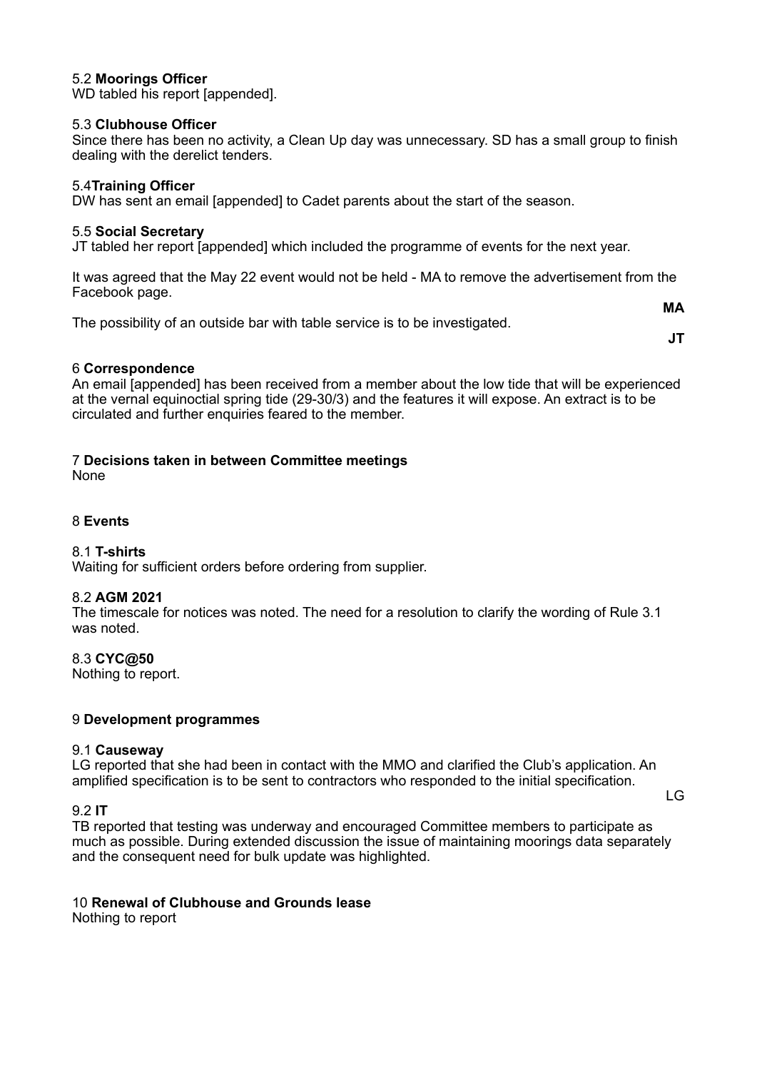5.2 **Moorings Officer**
WD tabled his report [appended].

5.3 **Clubhouse Officer**
Since there has been no activity, a Clean Up day was unnecessary. SD has a small group to finish dealing with the derelict tenders.

5.4**Training Officer**
DW has sent an email [appended] to Cadet parents about the start of the season.

5.5 **Social Secretary**
JT tabled her report [appended] which included the programme of events for the next year.

It was agreed that the May 22 event would not be held - MA to remove the advertisement from the Facebook page.

**MA**

The possibility of an outside bar with table service is to be investigated.

**JT**

6 **Correspondence**
An email [appended] has been received from a member about the low tide that will be experienced at the vernal equinoctial spring tide (29-30/3) and the features it will expose. An extract is to be circulated and further enquiries feared to the member.

7 **Decisions taken in between Committee meetings**
None

8 **Events**

8.1 **T-shirts**
Waiting for sufficient orders before ordering from supplier.

8.2 **AGM 2021**
The timescale for notices was noted. The need for a resolution to clarify the wording of Rule 3.1 was noted.

8.3 **CYC@50**
Nothing to report.

9 **Development programmes**

9.1 **Causeway**
LG reported that she had been in contact with the MMO and clarified the Club's application. An amplified specification is to be sent to contractors who responded to the initial specification.

LG

9.2 **IT**
TB reported that testing was underway and encouraged Committee members to participate as much as possible. During extended discussion the issue of maintaining moorings data separately and the consequent need for bulk update was highlighted.

10 **Renewal of Clubhouse and Grounds lease**
Nothing to report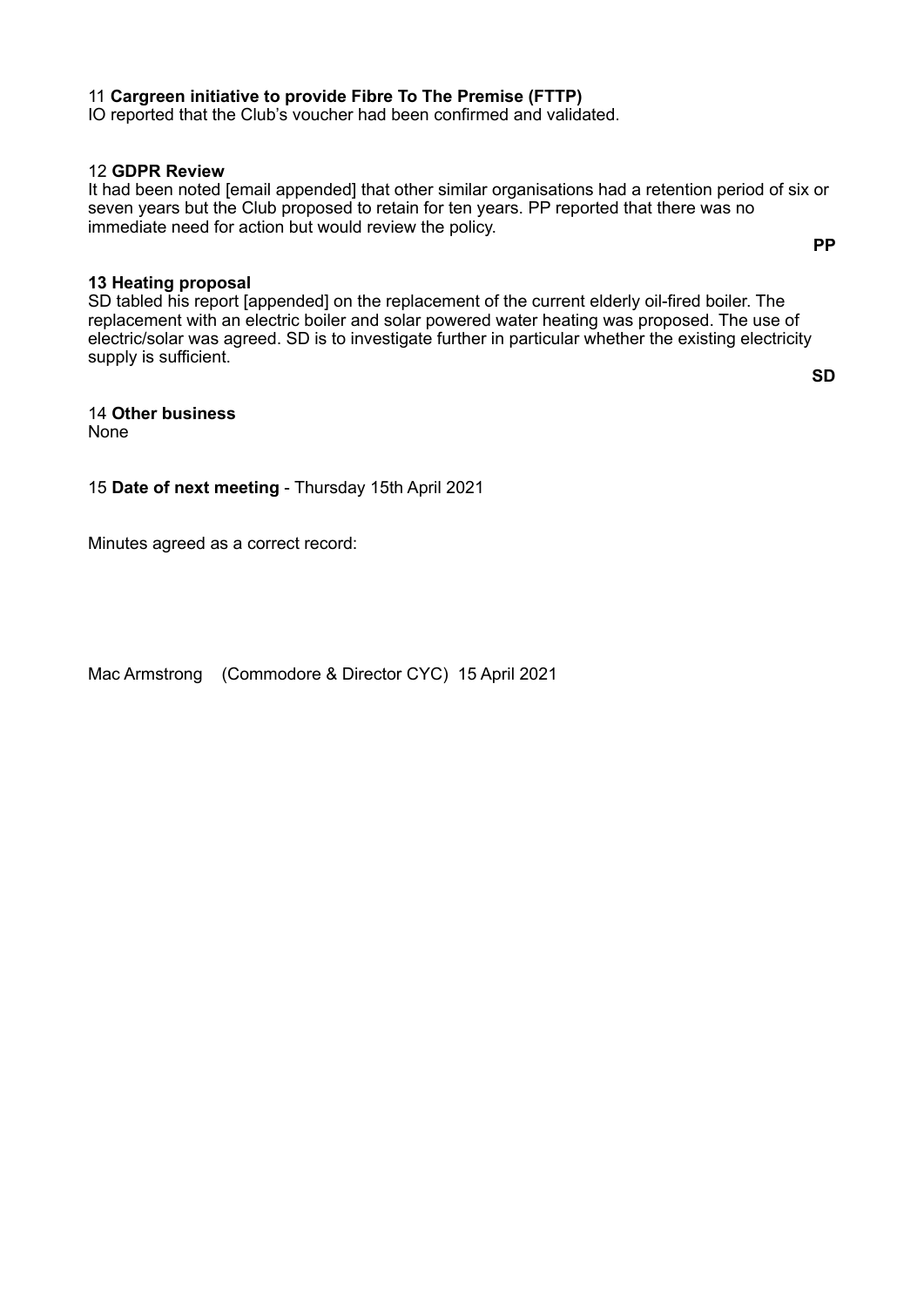11 **Cargreen initiative to provide Fibre To The Premise (FTTP)**
IO reported that the Club's voucher had been confirmed and validated.

12 **GDPR Review**
It had been noted [email appended] that other similar organisations had a retention period of six or seven years but the Club proposed to retain for ten years. PP reported that there was no immediate need for action but would review the policy.

**PP**

**13 Heating proposal**
SD tabled his report [appended] on the replacement of the current elderly oil-fired boiler. The replacement with an electric boiler and solar powered water heating was proposed. The use of electric/solar was agreed. SD is to investigate further in particular whether the existing electricity supply is sufficient.

**SD**

14 **Other business**
None

15 **Date of next meeting** - Thursday 15th April 2021

Minutes agreed as a correct record:

Mac Armstrong (Commodore & Director CYC) 15 April 2021